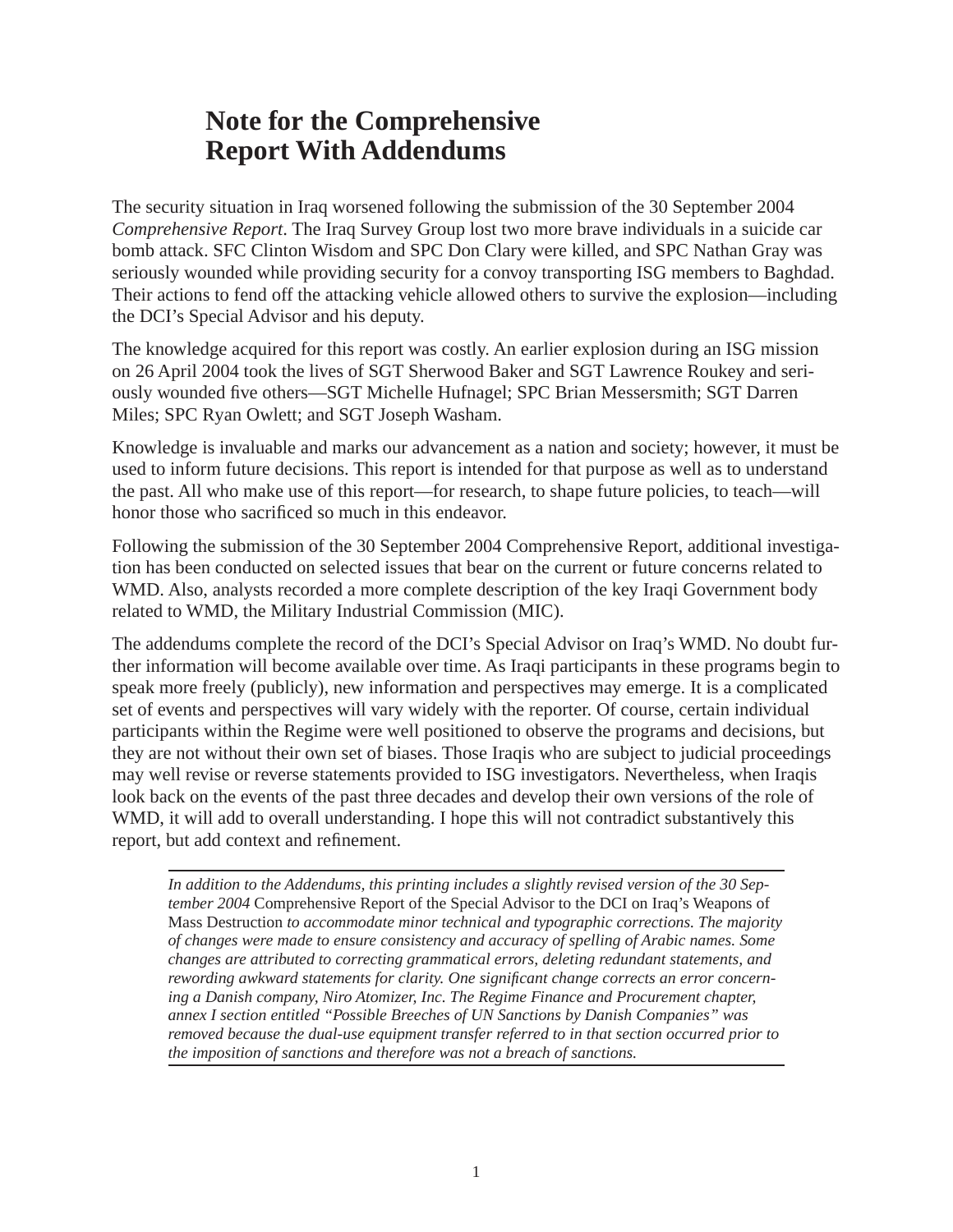# Note for the Comprehensive Report With Addendums

The security situation in Iraq worsened following the submission of the 30 September 2004 *Comprehensive Report*. The Iraq Survey Group lost two more brave individuals in a suicide car bomb attack. SFC Clinton Wisdom and SPC Don Clary were killed, and SPC Nathan Gray was seriously wounded while providing security for a convoy transporting ISG members to Baghdad. Their actions to fend off the attacking vehicle allowed others to survive the explosion—including the DCI's Special Advisor and his deputy.

The knowledge acquired for this report was costly. An earlier explosion during an ISG mission on 26 April 2004 took the lives of SGT Sherwood Baker and SGT Lawrence Roukey and seriously wounded five others—SGT Michelle Hufnagel; SPC Brian Messersmith; SGT Darren Miles; SPC Ryan Owlett; and SGT Joseph Washam.

Knowledge is invaluable and marks our advancement as a nation and society; however, it must be used to inform future decisions. This report is intended for that purpose as well as to understand the past. All who make use of this report—for research, to shape future policies, to teach—will honor those who sacrificed so much in this endeavor.

Following the submission of the 30 September 2004 Comprehensive Report, additional investigation has been conducted on selected issues that bear on the current or future concerns related to WMD. Also, analysts recorded a more complete description of the key Iraqi Government body related to WMD, the Military Industrial Commission (MIC).

The addendums complete the record of the DCI's Special Advisor on Iraq's WMD. No doubt further information will become available over time. As Iraqi participants in these programs begin to speak more freely (publicly), new information and perspectives may emerge. It is a complicated set of events and perspectives will vary widely with the reporter. Of course, certain individual participants within the Regime were well positioned to observe the programs and decisions, but they are not without their own set of biases. Those Iraqis who are subject to judicial proceedings may well revise or reverse statements provided to ISG investigators. Nevertheless, when Iraqis look back on the events of the past three decades and develop their own versions of the role of WMD, it will add to overall understanding. I hope this will not contradict substantively this report, but add context and refinement.

---

*In addition to the Addendums, this printing includes a slightly revised version of the 30 September 2004* Comprehensive Report of the Special Advisor to the DCI on Iraq's Weapons of Mass Destruction *to accommodate minor technical and typographic corrections. The majority of changes were made to ensure consistency and accuracy of spelling of Arabic names. Some changes are attributed to correcting grammatical errors, deleting redundant statements, and rewording awkward statements for clarity. One significant change corrects an error concerning a Danish company, Niro Atomizer, Inc. The Regime Finance and Procurement chapter, annex I section entitled "Possible Breeches of UN Sanctions by Danish Companies" was removed because the dual-use equipment transfer referred to in that section occurred prior to the imposition of sanctions and therefore was not a breach of sanctions.*

---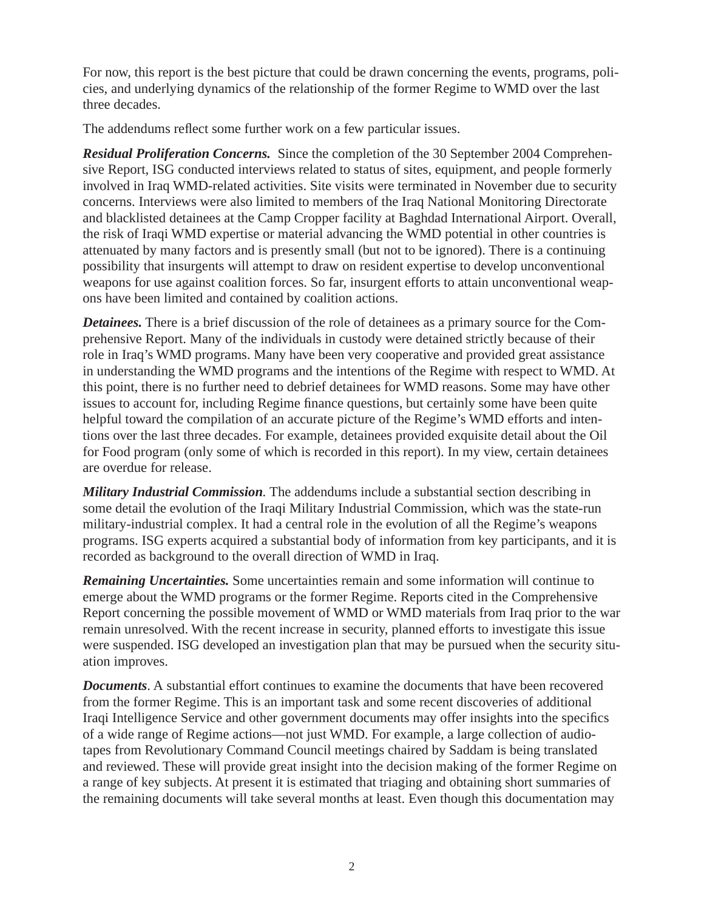For now, this report is the best picture that could be drawn concerning the events, programs, policies, and underlying dynamics of the relationship of the former Regime to WMD over the last three decades.

The addendums reflect some further work on a few particular issues.

***Residual Proliferation Concerns.*** Since the completion of the 30 September 2004 Comprehensive Report, ISG conducted interviews related to status of sites, equipment, and people formerly involved in Iraq WMD-related activities. Site visits were terminated in November due to security concerns. Interviews were also limited to members of the Iraq National Monitoring Directorate and blacklisted detainees at the Camp Cropper facility at Baghdad International Airport. Overall, the risk of Iraqi WMD expertise or material advancing the WMD potential in other countries is attenuated by many factors and is presently small (but not to be ignored). There is a continuing possibility that insurgents will attempt to draw on resident expertise to develop unconventional weapons for use against coalition forces. So far, insurgent efforts to attain unconventional weapons have been limited and contained by coalition actions.

***Detainees.*** There is a brief discussion of the role of detainees as a primary source for the Comprehensive Report. Many of the individuals in custody were detained strictly because of their role in Iraq's WMD programs. Many have been very cooperative and provided great assistance in understanding the WMD programs and the intentions of the Regime with respect to WMD. At this point, there is no further need to debrief detainees for WMD reasons. Some may have other issues to account for, including Regime finance questions, but certainly some have been quite helpful toward the compilation of an accurate picture of the Regime's WMD efforts and intentions over the last three decades. For example, detainees provided exquisite detail about the Oil for Food program (only some of which is recorded in this report). In my view, certain detainees are overdue for release.

***Military Industrial Commission.*** The addendums include a substantial section describing in some detail the evolution of the Iraqi Military Industrial Commission, which was the state-run military-industrial complex. It had a central role in the evolution of all the Regime's weapons programs. ISG experts acquired a substantial body of information from key participants, and it is recorded as background to the overall direction of WMD in Iraq.

***Remaining Uncertainties.*** Some uncertainties remain and some information will continue to emerge about the WMD programs or the former Regime. Reports cited in the Comprehensive Report concerning the possible movement of WMD or WMD materials from Iraq prior to the war remain unresolved. With the recent increase in security, planned efforts to investigate this issue were suspended. ISG developed an investigation plan that may be pursued when the security situation improves.

***Documents***. A substantial effort continues to examine the documents that have been recovered from the former Regime. This is an important task and some recent discoveries of additional Iraqi Intelligence Service and other government documents may offer insights into the specifics of a wide range of Regime actions—not just WMD. For example, a large collection of audiotapes from Revolutionary Command Council meetings chaired by Saddam is being translated and reviewed. These will provide great insight into the decision making of the former Regime on a range of key subjects. At present it is estimated that triaging and obtaining short summaries of the remaining documents will take several months at least. Even though this documentation may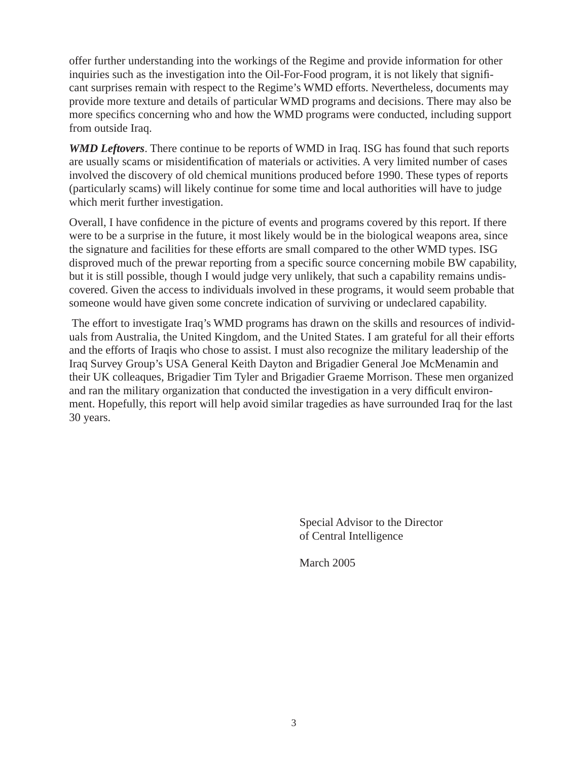offer further understanding into the workings of the Regime and provide information for other inquiries such as the investigation into the Oil-For-Food program, it is not likely that significant surprises remain with respect to the Regime's WMD efforts. Nevertheless, documents may provide more texture and details of particular WMD programs and decisions. There may also be more specifics concerning who and how the WMD programs were conducted, including support from outside Iraq.

***WMD Leftovers***. There continue to be reports of WMD in Iraq. ISG has found that such reports are usually scams or misidentification of materials or activities. A very limited number of cases involved the discovery of old chemical munitions produced before 1990. These types of reports (particularly scams) will likely continue for some time and local authorities will have to judge which merit further investigation.

Overall, I have confidence in the picture of events and programs covered by this report. If there were to be a surprise in the future, it most likely would be in the biological weapons area, since the signature and facilities for these efforts are small compared to the other WMD types. ISG disproved much of the prewar reporting from a specific source concerning mobile BW capability, but it is still possible, though I would judge very unlikely, that such a capability remains undiscovered. Given the access to individuals involved in these programs, it would seem probable that someone would have given some concrete indication of surviving or undeclared capability.

The effort to investigate Iraq's WMD programs has drawn on the skills and resources of individuals from Australia, the United Kingdom, and the United States. I am grateful for all their efforts and the efforts of Iraqis who chose to assist. I must also recognize the military leadership of the Iraq Survey Group's USA General Keith Dayton and Brigadier General Joe McMenamin and their UK colleaques, Brigadier Tim Tyler and Brigadier Graeme Morrison. These men organized and ran the military organization that conducted the investigation in a very difficult environment. Hopefully, this report will help avoid similar tragedies as have surrounded Iraq for the last 30 years.

Special Advisor to the Director
of Central Intelligence

March 2005